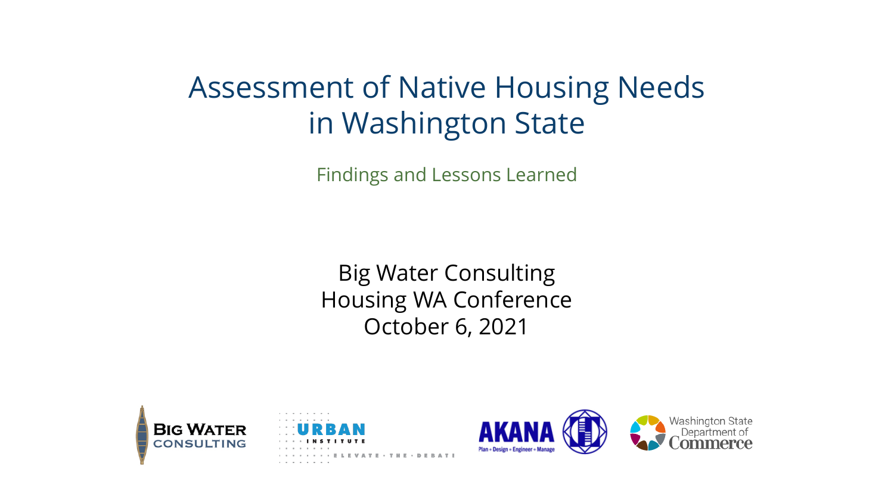# Assessment of Native Housing Needs in Washington State

## Findings and Lessons Learned

Big Water Consulting
Housing WA Conference
October 6, 2021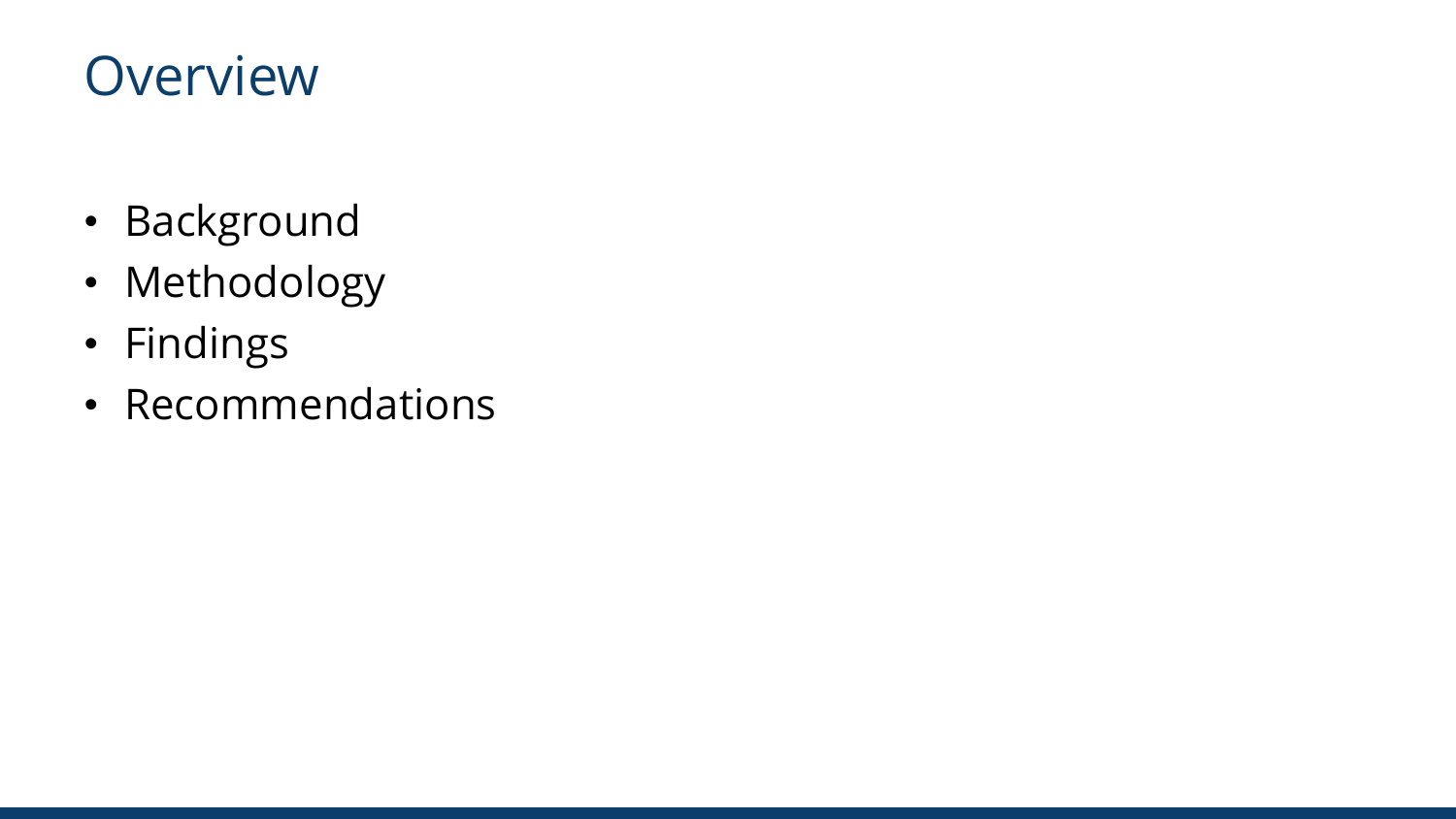# Overview

- Background
- Methodology
- Findings
- Recommendations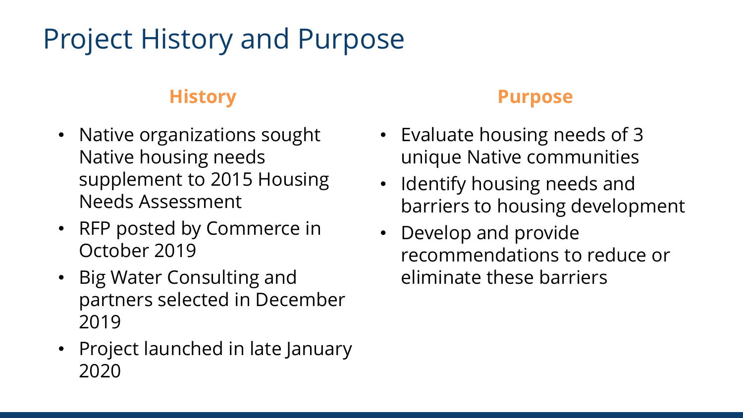# Project History and Purpose

## History

- Native organizations sought Native housing needs supplement to 2015 Housing Needs Assessment
- RFP posted by Commerce in October 2019
- Big Water Consulting and partners selected in December 2019
- Project launched in late January 2020

## Purpose

- Evaluate housing needs of 3 unique Native communities
- Identify housing needs and barriers to housing development
- Develop and provide recommendations to reduce or eliminate these barriers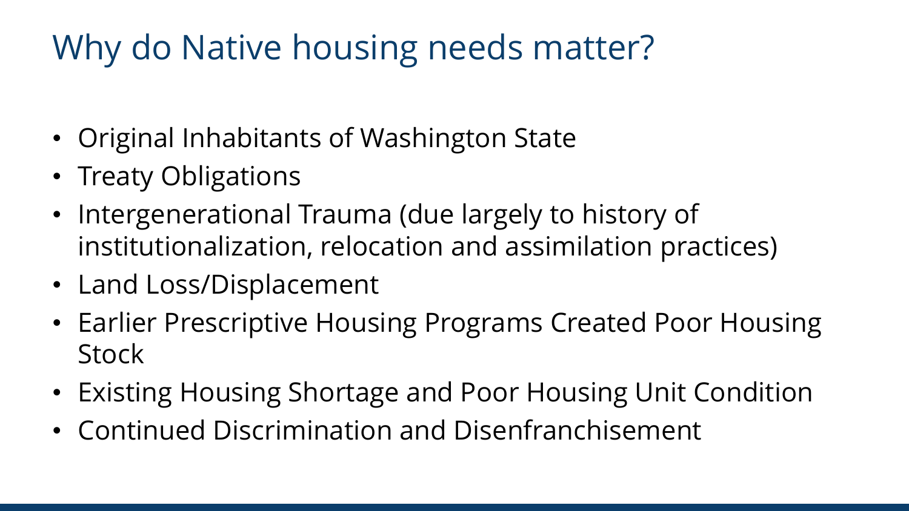# Why do Native housing needs matter?

- Original Inhabitants of Washington State
- Treaty Obligations
- Intergenerational Trauma (due largely to history of institutionalization, relocation and assimilation practices)
- Land Loss/Displacement
- Earlier Prescriptive Housing Programs Created Poor Housing Stock
- Existing Housing Shortage and Poor Housing Unit Condition
- Continued Discrimination and Disenfranchisement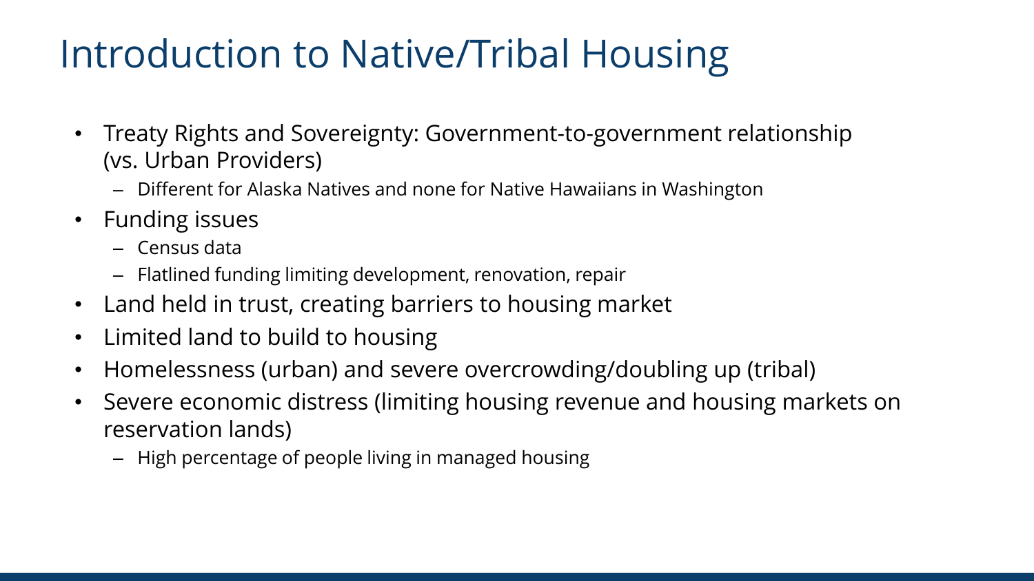# Introduction to Native/Tribal Housing

- Treaty Rights and Sovereignty: Government-to-government relationship (vs. Urban Providers)
  - Different for Alaska Natives and none for Native Hawaiians in Washington
- Funding issues
  - Census data
  - Flatlined funding limiting development, renovation, repair
- Land held in trust, creating barriers to housing market
- Limited land to build to housing
- Homelessness (urban) and severe overcrowding/doubling up (tribal)
- Severe economic distress (limiting housing revenue and housing markets on reservation lands)
  - High percentage of people living in managed housing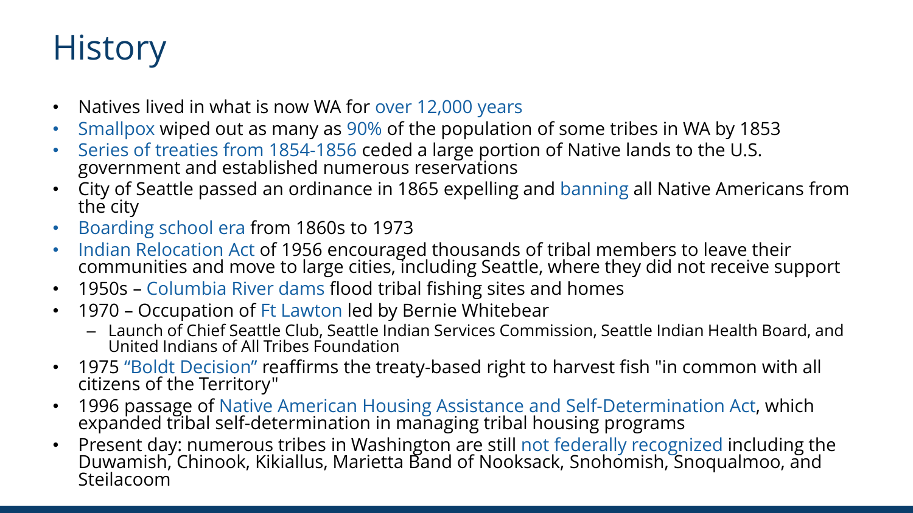# History

- Natives lived in what is now WA for over 12,000 years
- Smallpox wiped out as many as 90% of the population of some tribes in WA by 1853
- Series of treaties from 1854-1856 ceded a large portion of Native lands to the U.S. government and established numerous reservations
- City of Seattle passed an ordinance in 1865 expelling and banning all Native Americans from the city
- Boarding school era from 1860s to 1973
- Indian Relocation Act of 1956 encouraged thousands of tribal members to leave their communities and move to large cities, including Seattle, where they did not receive support
- 1950s – Columbia River dams flood tribal fishing sites and homes
- 1970 – Occupation of Ft Lawton led by Bernie Whitebear
  - Launch of Chief Seattle Club, Seattle Indian Services Commission, Seattle Indian Health Board, and United Indians of All Tribes Foundation
- 1975 "Boldt Decision" reaffirms the treaty-based right to harvest fish "in common with all citizens of the Territory"
- 1996 passage of Native American Housing Assistance and Self-Determination Act, which expanded tribal self-determination in managing tribal housing programs
- Present day: numerous tribes in Washington are still not federally recognized including the Duwamish, Chinook, Kikiallus, Marietta Band of Nooksack, Snohomish, Snoqualmoo, and Steilacoom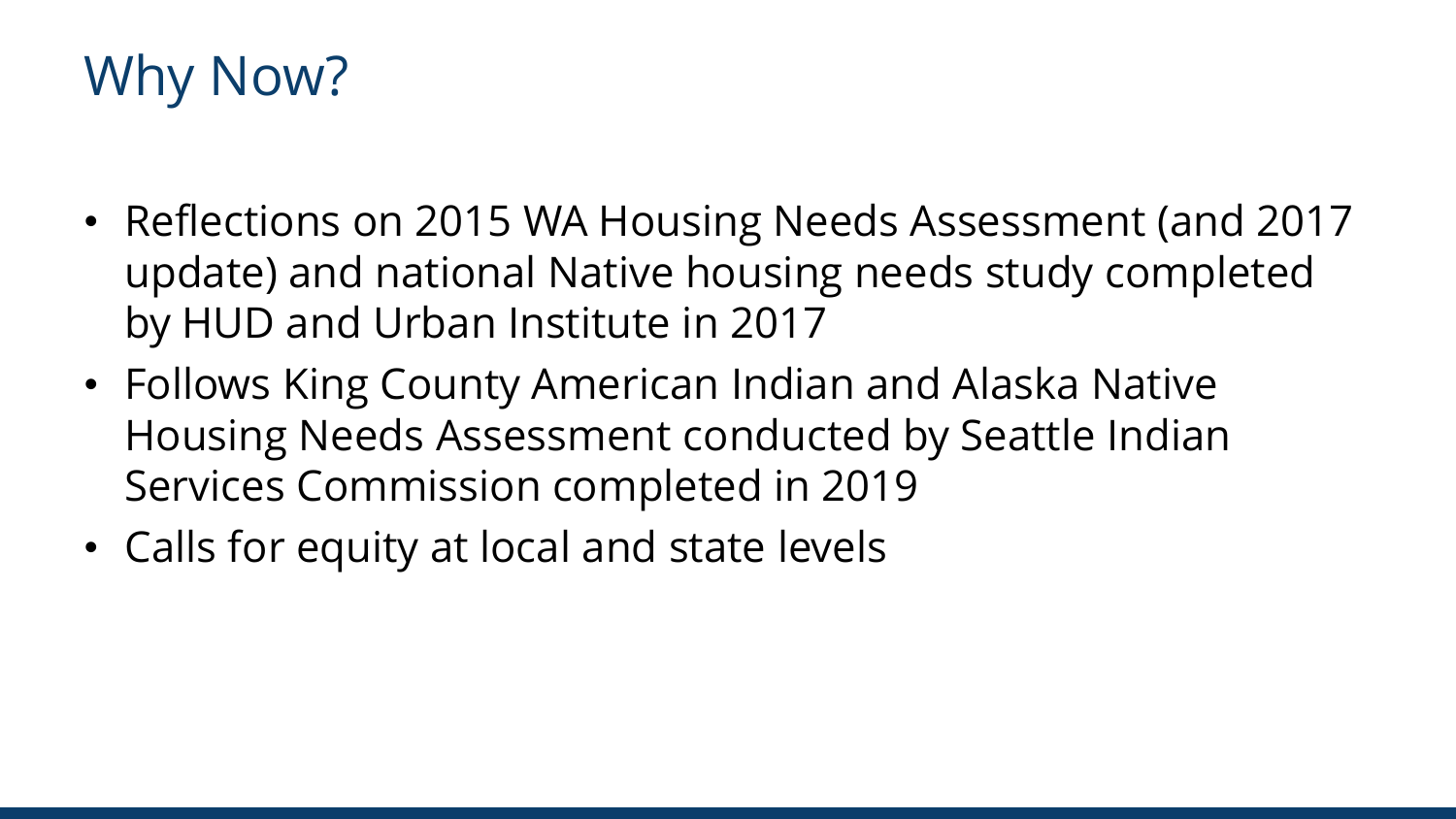# Why Now?

- Reflections on 2015 WA Housing Needs Assessment (and 2017 update) and national Native housing needs study completed by HUD and Urban Institute in 2017
- Follows King County American Indian and Alaska Native Housing Needs Assessment conducted by Seattle Indian Services Commission completed in 2019
- Calls for equity at local and state levels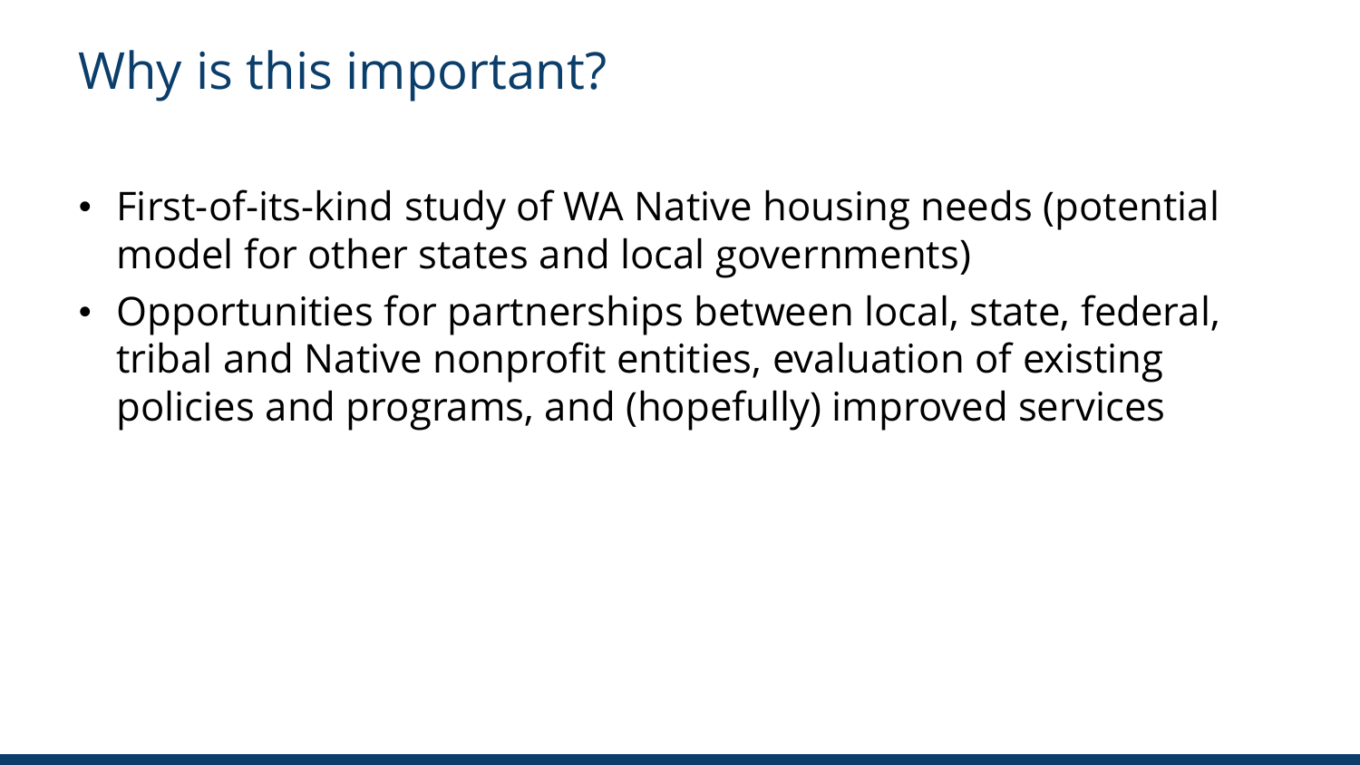# Why is this important?

- First-of-its-kind study of WA Native housing needs (potential model for other states and local governments)
- Opportunities for partnerships between local, state, federal, tribal and Native nonprofit entities, evaluation of existing policies and programs, and (hopefully) improved services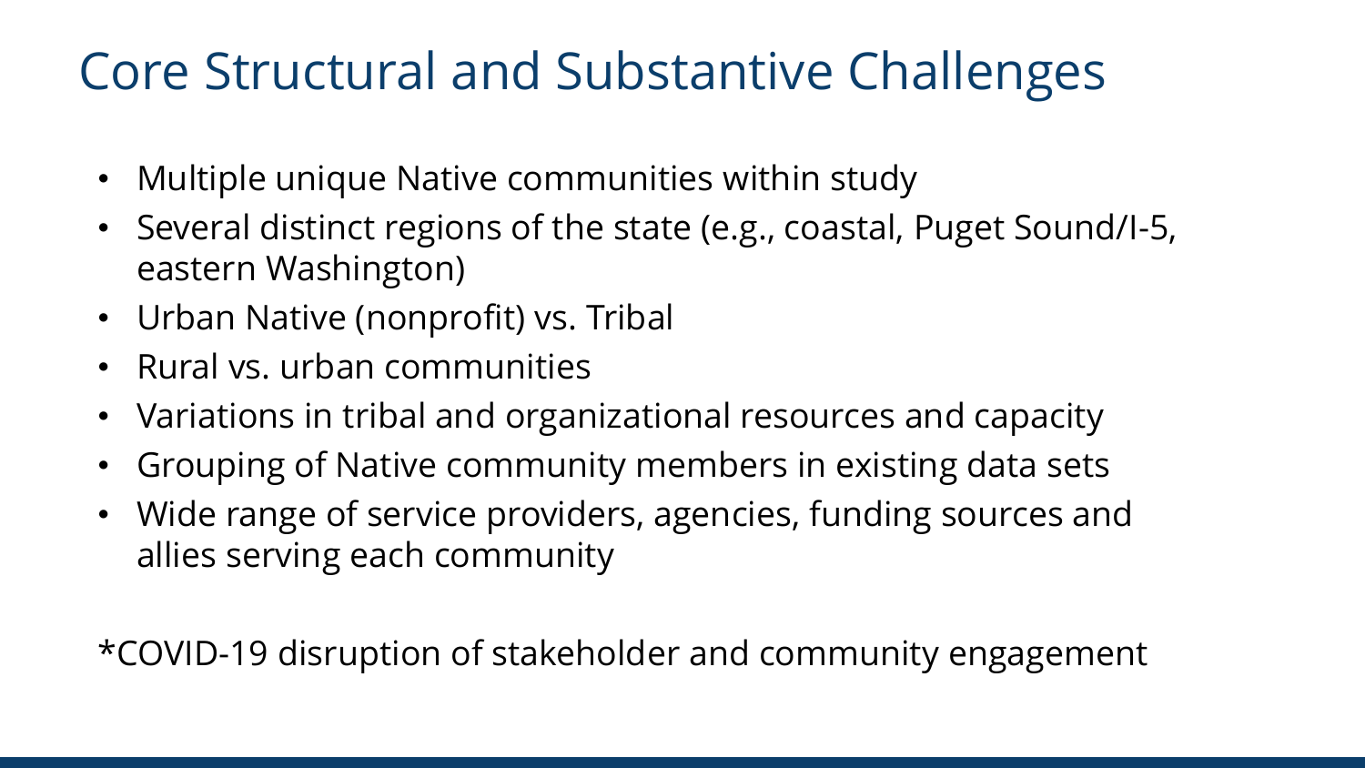# Core Structural and Substantive Challenges

- Multiple unique Native communities within study
- Several distinct regions of the state (e.g., coastal, Puget Sound/I-5, eastern Washington)
- Urban Native (nonprofit) vs. Tribal
- Rural vs. urban communities
- Variations in tribal and organizational resources and capacity
- Grouping of Native community members in existing data sets
- Wide range of service providers, agencies, funding sources and allies serving each community

*COVID-19 disruption of stakeholder and community engagement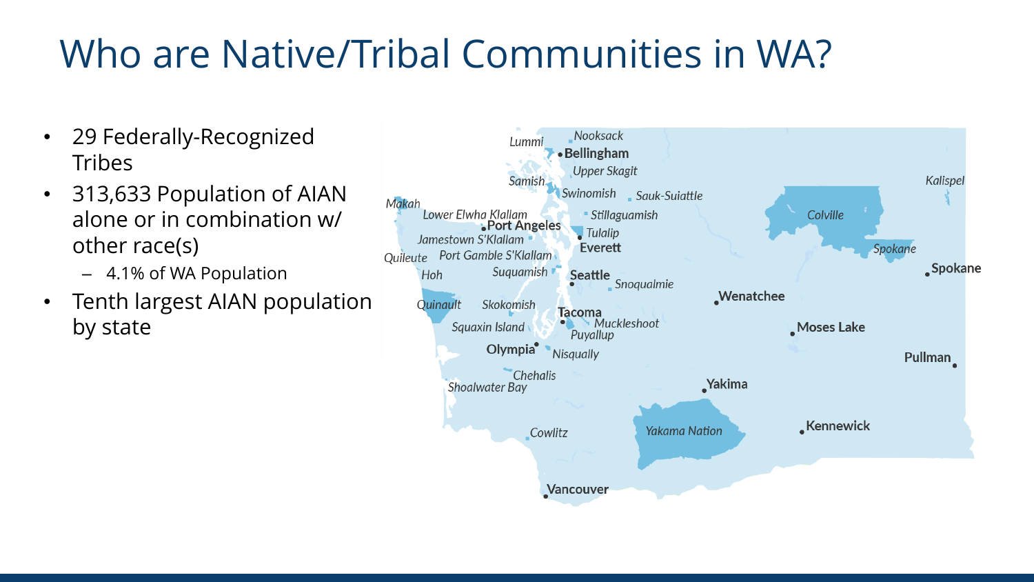# Who are Native/Tribal Communities in WA?

- 29 Federally-Recognized Tribes
- 313,633 Population of AIAN alone or in combination w/ other race(s)
  - 4.1% of WA Population
- Tenth largest AIAN population by state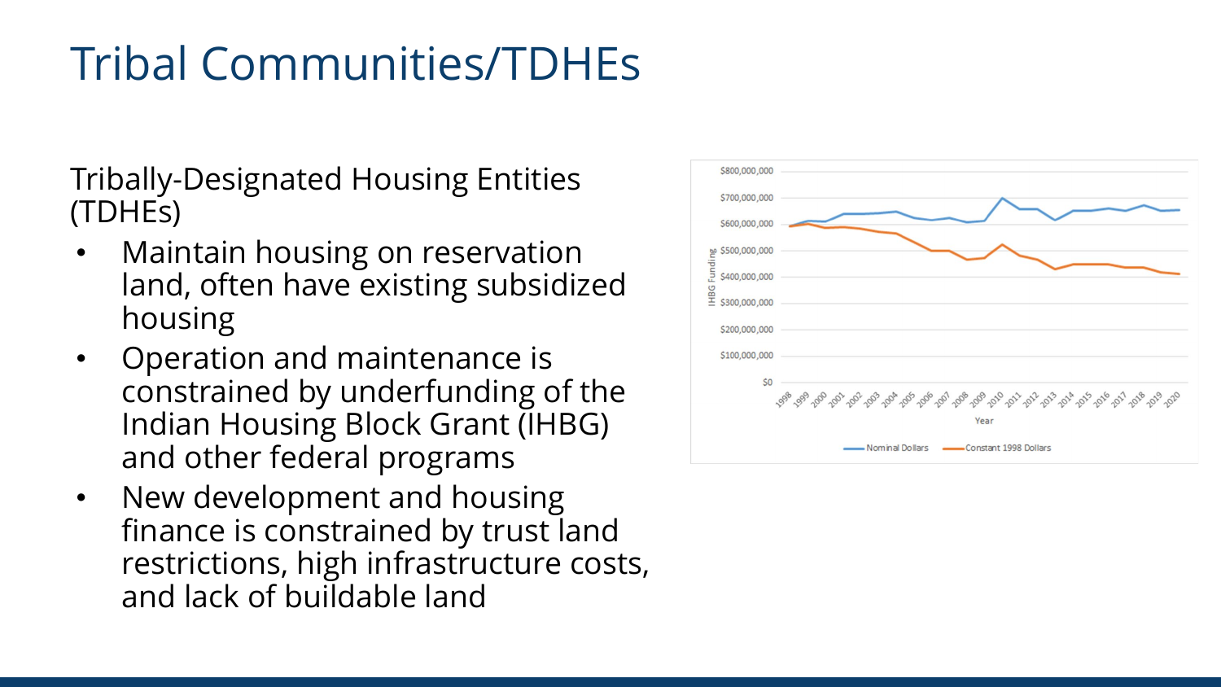# Tribal Communities/TDHEs

Tribally-Designated Housing Entities (TDHEs)

- Maintain housing on reservation land, often have existing subsidized housing
- Operation and maintenance is constrained by underfunding of the Indian Housing Block Grant (IHBG) and other federal programs
- New development and housing finance is constrained by trust land restrictions, high infrastructure costs, and lack of buildable land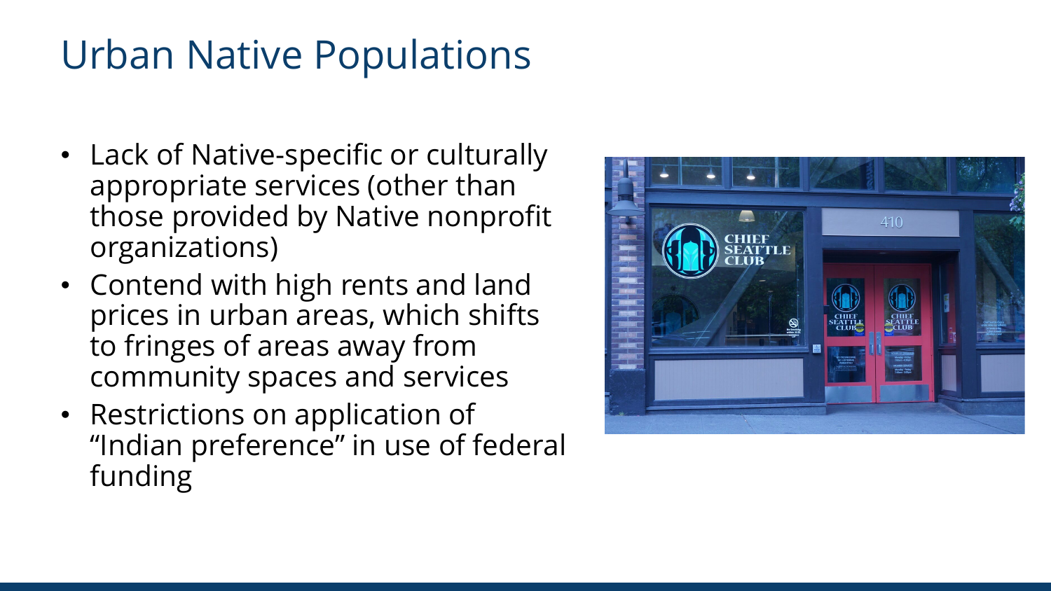# Urban Native Populations

- Lack of Native-specific or culturally appropriate services (other than those provided by Native nonprofit organizations)
- Contend with high rents and land prices in urban areas, which shifts to fringes of areas away from community spaces and services
- Restrictions on application of "Indian preference" in use of federal funding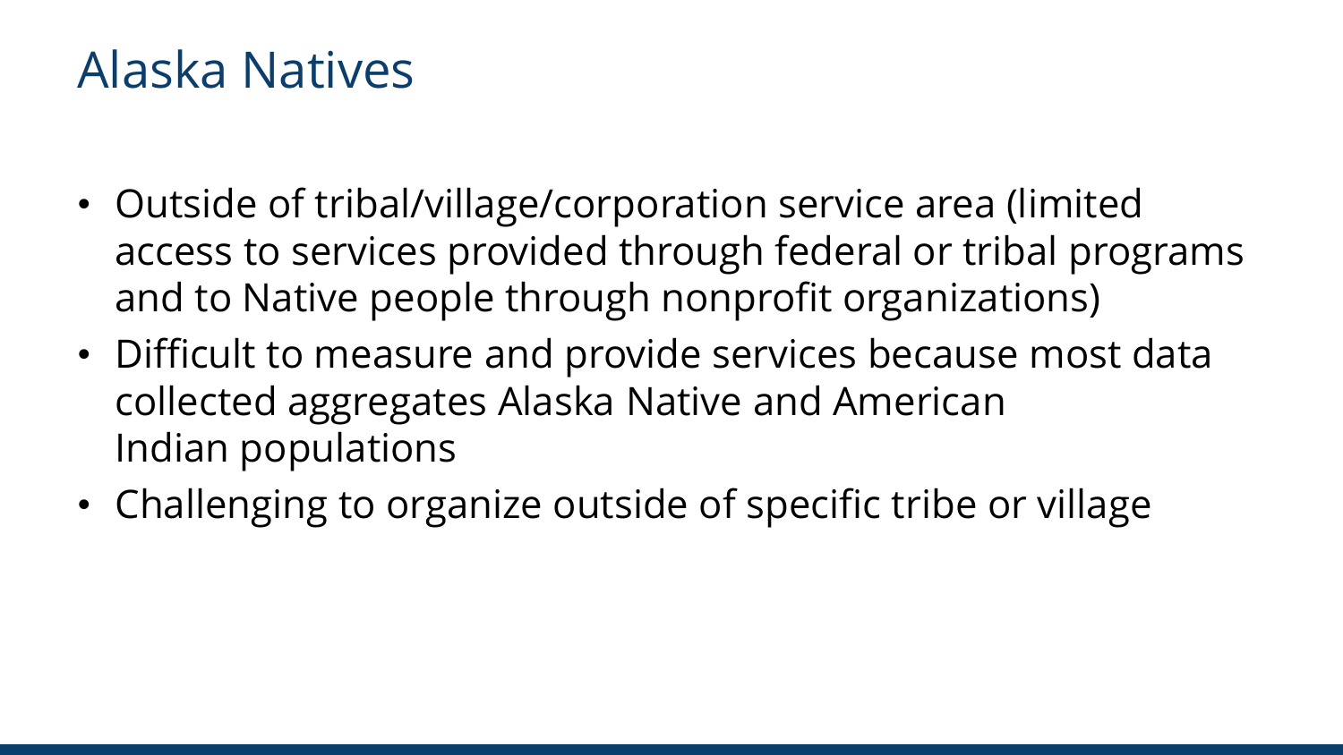# Alaska Natives

- Outside of tribal/village/corporation service area (limited access to services provided through federal or tribal programs and to Native people through nonprofit organizations)
- Difficult to measure and provide services because most data collected aggregates Alaska Native and American Indian populations
- Challenging to organize outside of specific tribe or village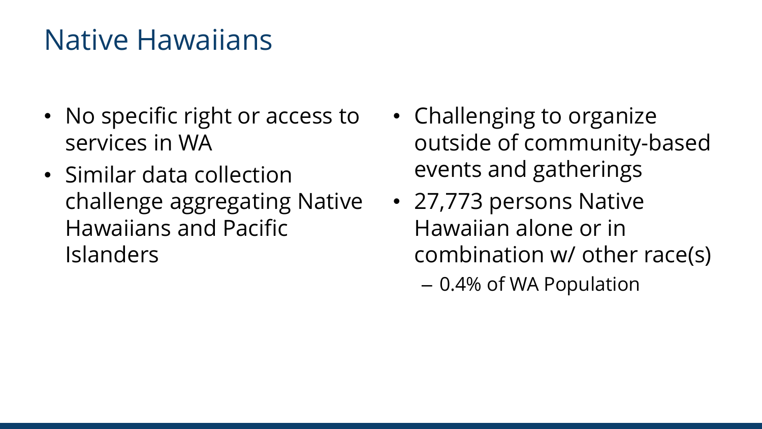# Native Hawaiians

- No specific right or access to services in WA
- Similar data collection challenge aggregating Native Hawaiians and Pacific Islanders
- Challenging to organize outside of community-based events and gatherings
- 27,773 persons Native Hawaiian alone or in combination w/ other race(s)
  - 0.4% of WA Population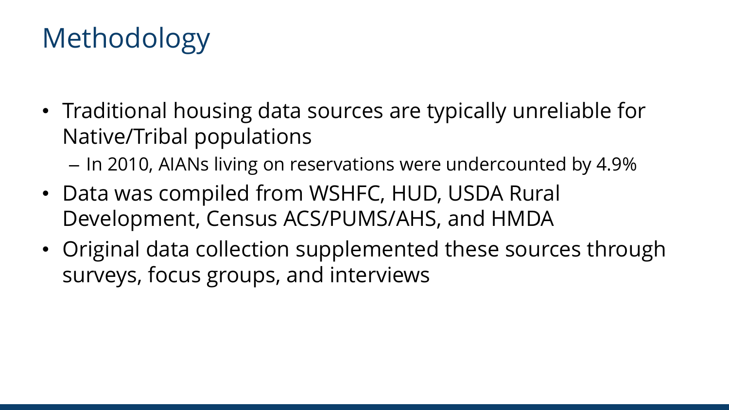# Methodology

- Traditional housing data sources are typically unreliable for Native/Tribal populations
  - In 2010, AIANs living on reservations were undercounted by 4.9%
- Data was compiled from WSHFC, HUD, USDA Rural Development, Census ACS/PUMS/AHS, and HMDA
- Original data collection supplemented these sources through surveys, focus groups, and interviews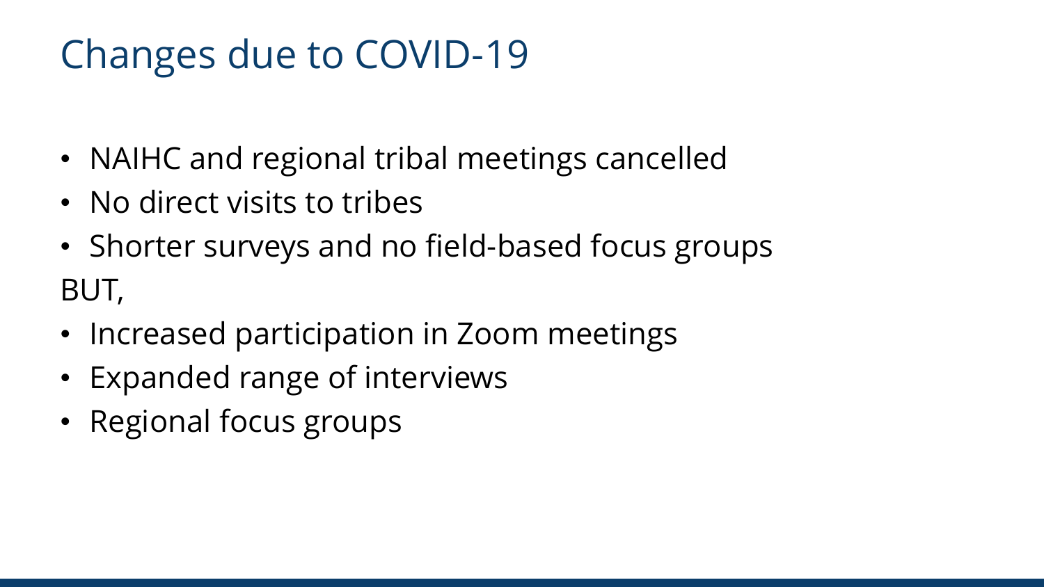# Changes due to COVID-19

- NAIHC and regional tribal meetings cancelled
- No direct visits to tribes
- Shorter surveys and no field-based focus groups

BUT,

- Increased participation in Zoom meetings
- Expanded range of interviews
- Regional focus groups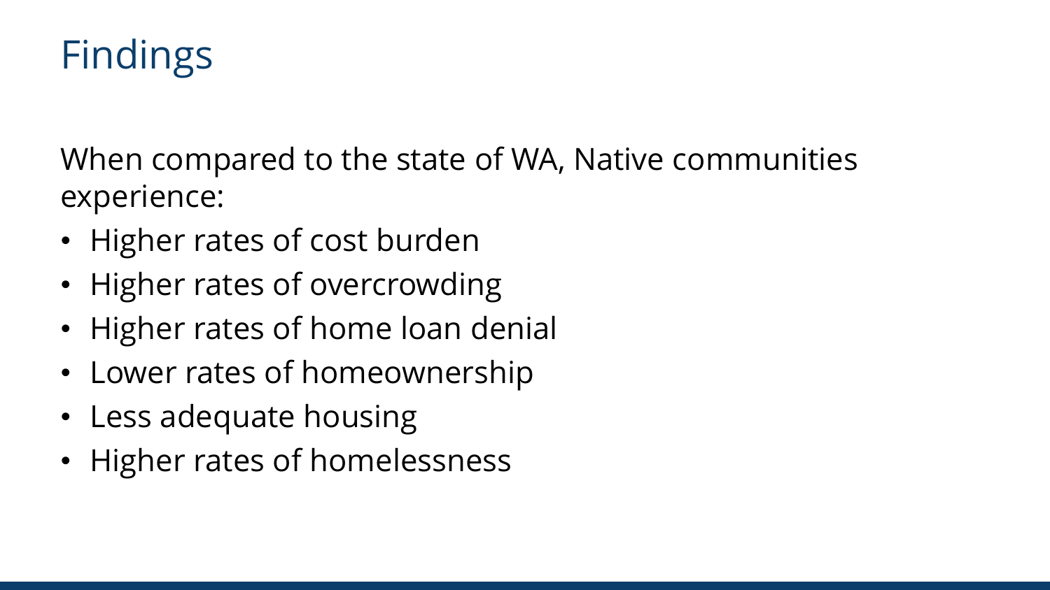# Findings

When compared to the state of WA, Native communities experience:

- Higher rates of cost burden
- Higher rates of overcrowding
- Higher rates of home loan denial
- Lower rates of homeownership
- Less adequate housing
- Higher rates of homelessness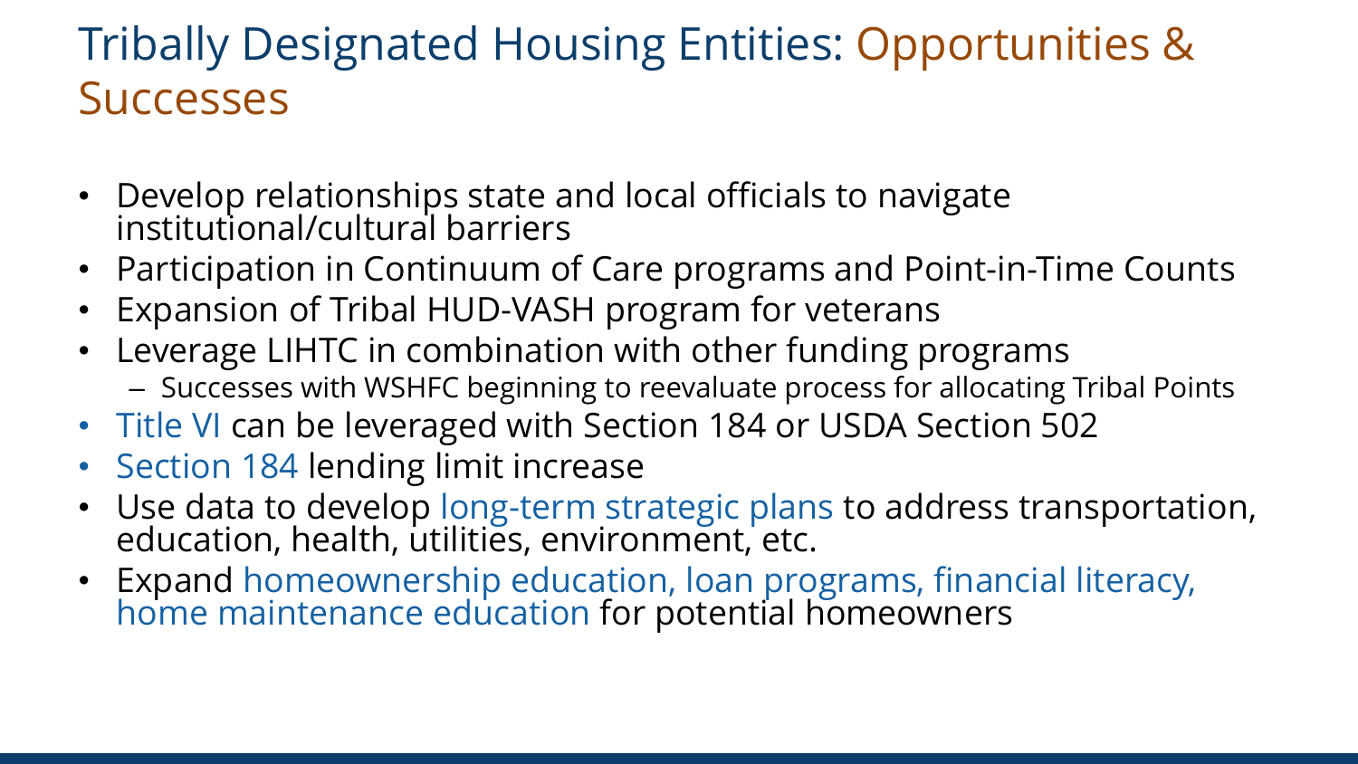# Tribally Designated Housing Entities: Opportunities & Successes

- Develop relationships state and local officials to navigate institutional/cultural barriers
- Participation in Continuum of Care programs and Point-in-Time Counts
- Expansion of Tribal HUD-VASH program for veterans
- Leverage LIHTC in combination with other funding programs
  - Successes with WSHFC beginning to reevaluate process for allocating Tribal Points
- Title VI can be leveraged with Section 184 or USDA Section 502
- Section 184 lending limit increase
- Use data to develop long-term strategic plans to address transportation, education, health, utilities, environment, etc.
- Expand homeownership education, loan programs, financial literacy, home maintenance education for potential homeowners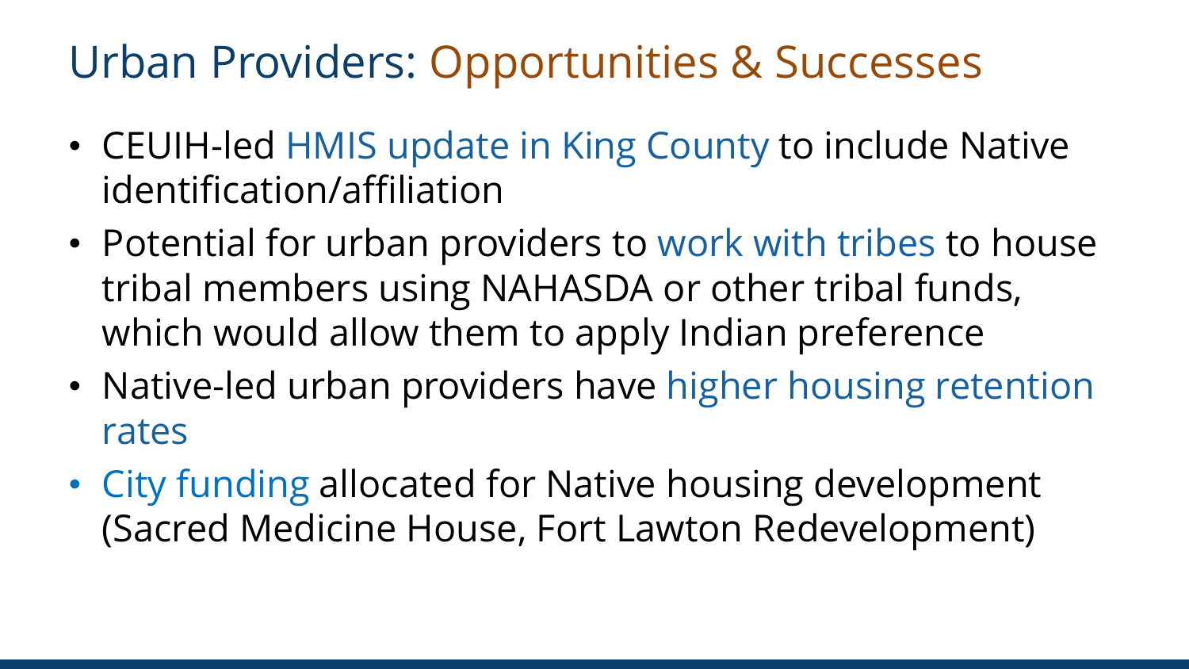# Urban Providers: Opportunities & Successes

- CEUIH-led HMIS update in King County to include Native identification/affiliation
- Potential for urban providers to work with tribes to house tribal members using NAHASDA or other tribal funds, which would allow them to apply Indian preference
- Native-led urban providers have higher housing retention rates
- City funding allocated for Native housing development (Sacred Medicine House, Fort Lawton Redevelopment)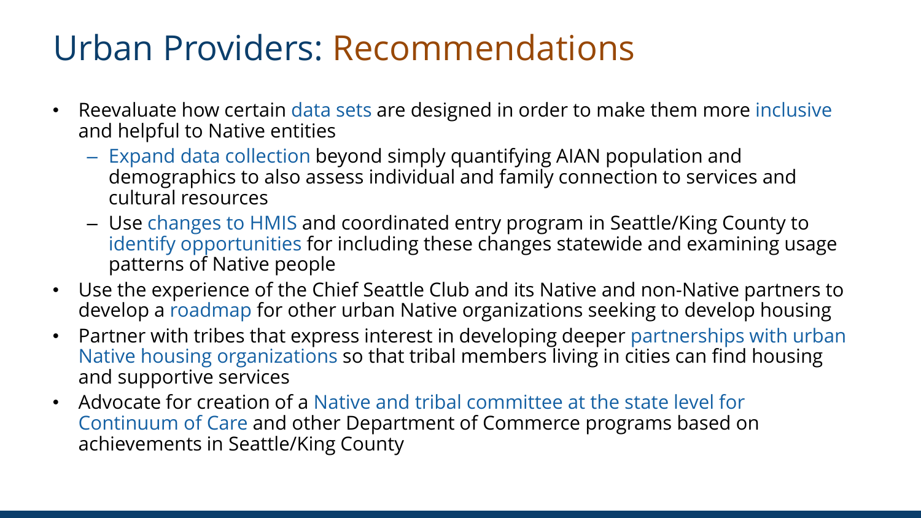# Urban Providers: Recommendations

- Reevaluate how certain data sets are designed in order to make them more inclusive and helpful to Native entities
  - Expand data collection beyond simply quantifying AIAN population and demographics to also assess individual and family connection to services and cultural resources
  - Use changes to HMIS and coordinated entry program in Seattle/King County to identify opportunities for including these changes statewide and examining usage patterns of Native people
- Use the experience of the Chief Seattle Club and its Native and non-Native partners to develop a roadmap for other urban Native organizations seeking to develop housing
- Partner with tribes that express interest in developing deeper partnerships with urban Native housing organizations so that tribal members living in cities can find housing and supportive services
- Advocate for creation of a Native and tribal committee at the state level for Continuum of Care and other Department of Commerce programs based on achievements in Seattle/King County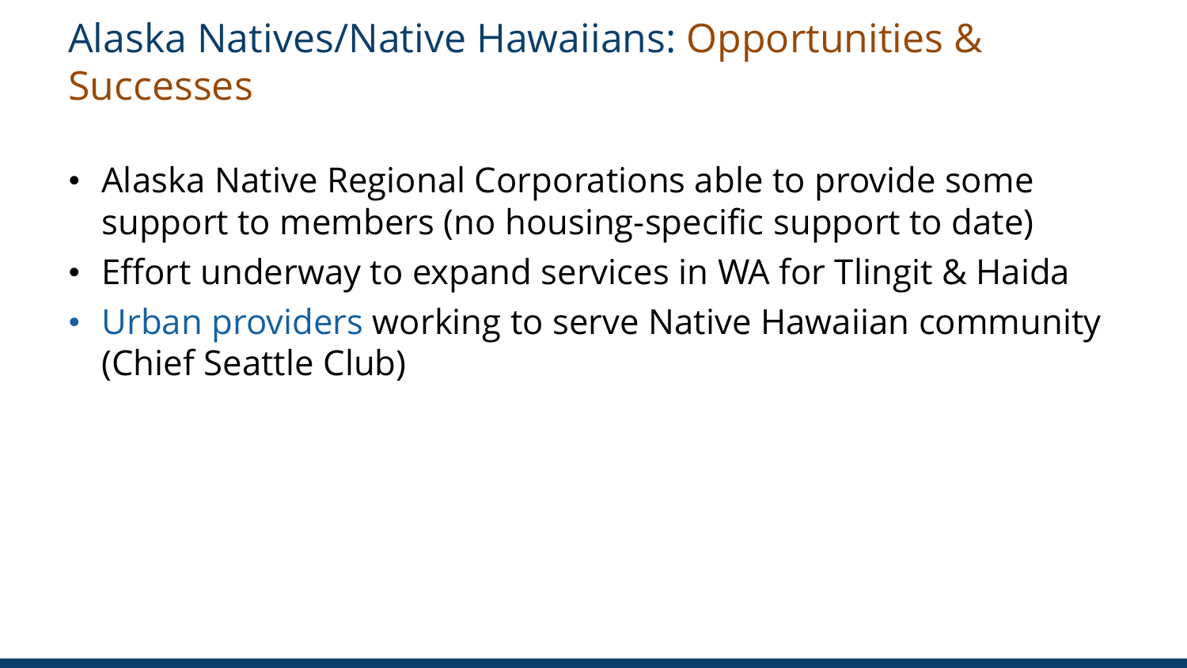# Alaska Natives/Native Hawaiians: Opportunities & Successes

- Alaska Native Regional Corporations able to provide some support to members (no housing-specific support to date)
- Effort underway to expand services in WA for Tlingit & Haida
- Urban providers working to serve Native Hawaiian community (Chief Seattle Club)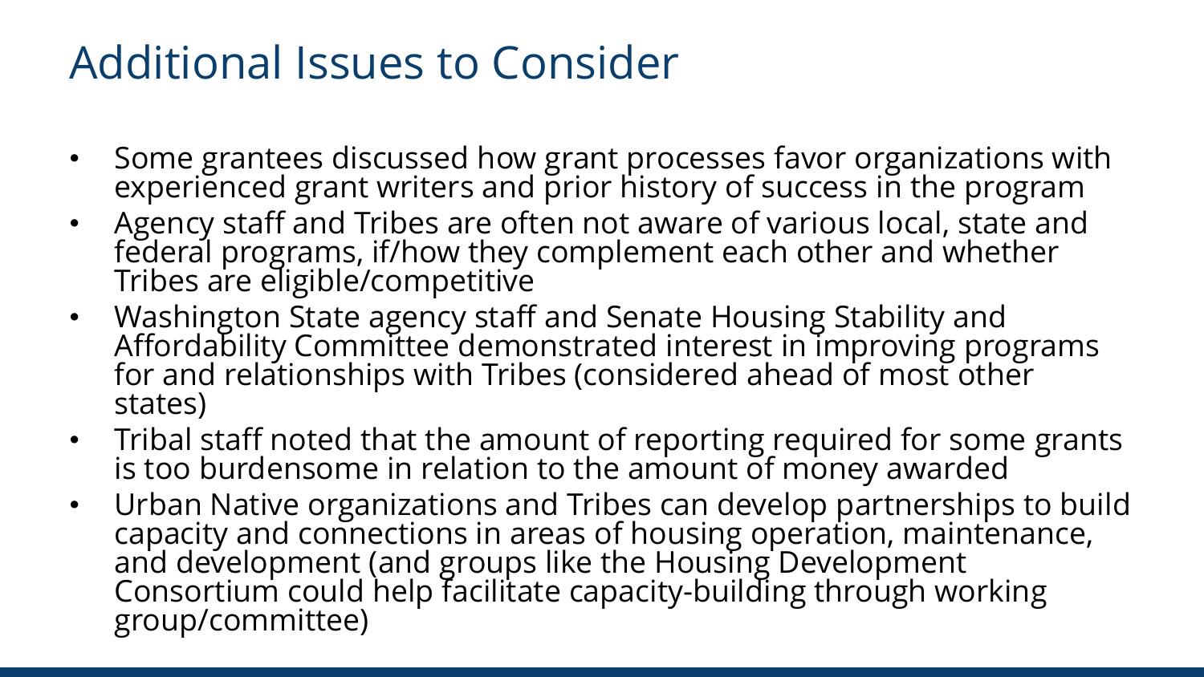# Additional Issues to Consider

- Some grantees discussed how grant processes favor organizations with experienced grant writers and prior history of success in the program
- Agency staff and Tribes are often not aware of various local, state and federal programs, if/how they complement each other and whether Tribes are eligible/competitive
- Washington State agency staff and Senate Housing Stability and Affordability Committee demonstrated interest in improving programs for and relationships with Tribes (considered ahead of most other states)
- Tribal staff noted that the amount of reporting required for some grants is too burdensome in relation to the amount of money awarded
- Urban Native organizations and Tribes can develop partnerships to build capacity and connections in areas of housing operation, maintenance, and development (and groups like the Housing Development Consortium could help facilitate capacity-building through working group/committee)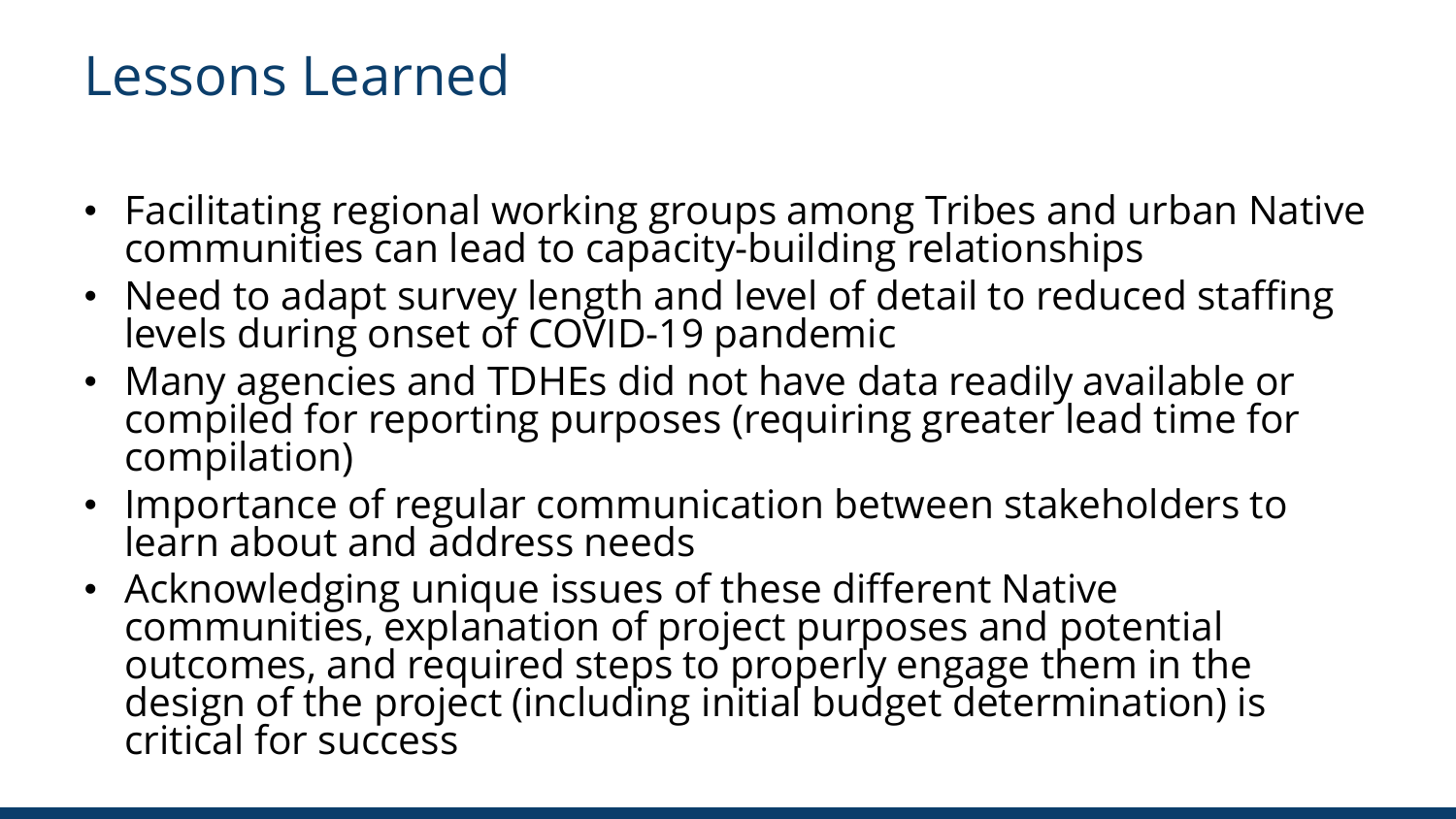# Lessons Learned

- Facilitating regional working groups among Tribes and urban Native communities can lead to capacity-building relationships
- Need to adapt survey length and level of detail to reduced staffing levels during onset of COVID-19 pandemic
- Many agencies and TDHEs did not have data readily available or compiled for reporting purposes (requiring greater lead time for compilation)
- Importance of regular communication between stakeholders to learn about and address needs
- Acknowledging unique issues of these different Native communities, explanation of project purposes and potential outcomes, and required steps to properly engage them in the design of the project (including initial budget determination) is critical for success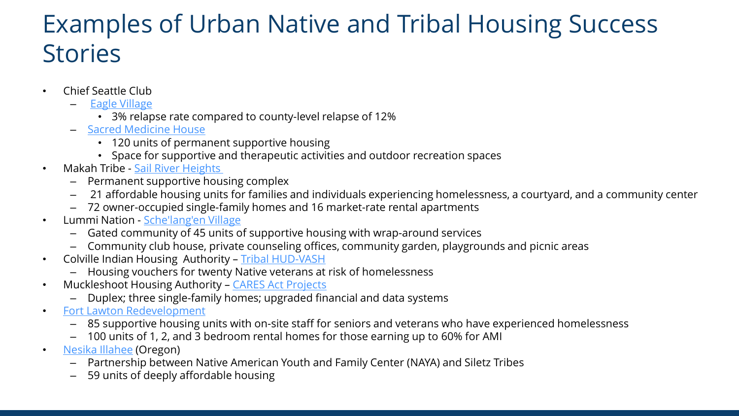# Examples of Urban Native and Tribal Housing Success Stories

- Chief Seattle Club
  - Eagle Village
    - 3% relapse rate compared to county-level relapse of 12%
  - Sacred Medicine House
    - 120 units of permanent supportive housing
    - Space for supportive and therapeutic activities and outdoor recreation spaces
- Makah Tribe - Sail River Heights
  - Permanent supportive housing complex
  - 21 affordable housing units for families and individuals experiencing homelessness, a courtyard, and a community center
  - 72 owner-occupied single-family homes and 16 market-rate rental apartments
- Lummi Nation - Sche'lang'en Village
  - Gated community of 45 units of supportive housing with wrap-around services
  - Community club house, private counseling offices, community garden, playgrounds and picnic areas
- Colville Indian Housing Authority – Tribal HUD-VASH
  - Housing vouchers for twenty Native veterans at risk of homelessness
- Muckleshoot Housing Authority – CARES Act Projects
  - Duplex; three single-family homes; upgraded financial and data systems
- Fort Lawton Redevelopment
  - 85 supportive housing units with on-site staff for seniors and veterans who have experienced homelessness
  - 100 units of 1, 2, and 3 bedroom rental homes for those earning up to 60% for AMI
- Nesika Illahee (Oregon)
  - Partnership between Native American Youth and Family Center (NAYA) and Siletz Tribes
  - 59 units of deeply affordable housing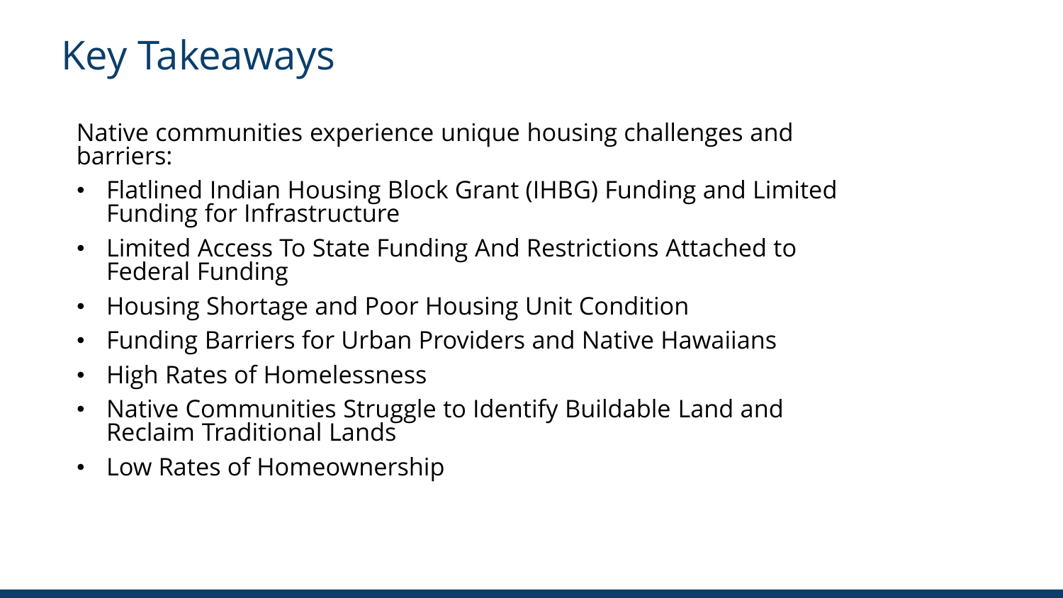# Key Takeaways

Native communities experience unique housing challenges and barriers:

- Flatlined Indian Housing Block Grant (IHBG) Funding and Limited Funding for Infrastructure
- Limited Access To State Funding And Restrictions Attached to Federal Funding
- Housing Shortage and Poor Housing Unit Condition
- Funding Barriers for Urban Providers and Native Hawaiians
- High Rates of Homelessness
- Native Communities Struggle to Identify Buildable Land and Reclaim Traditional Lands
- Low Rates of Homeownership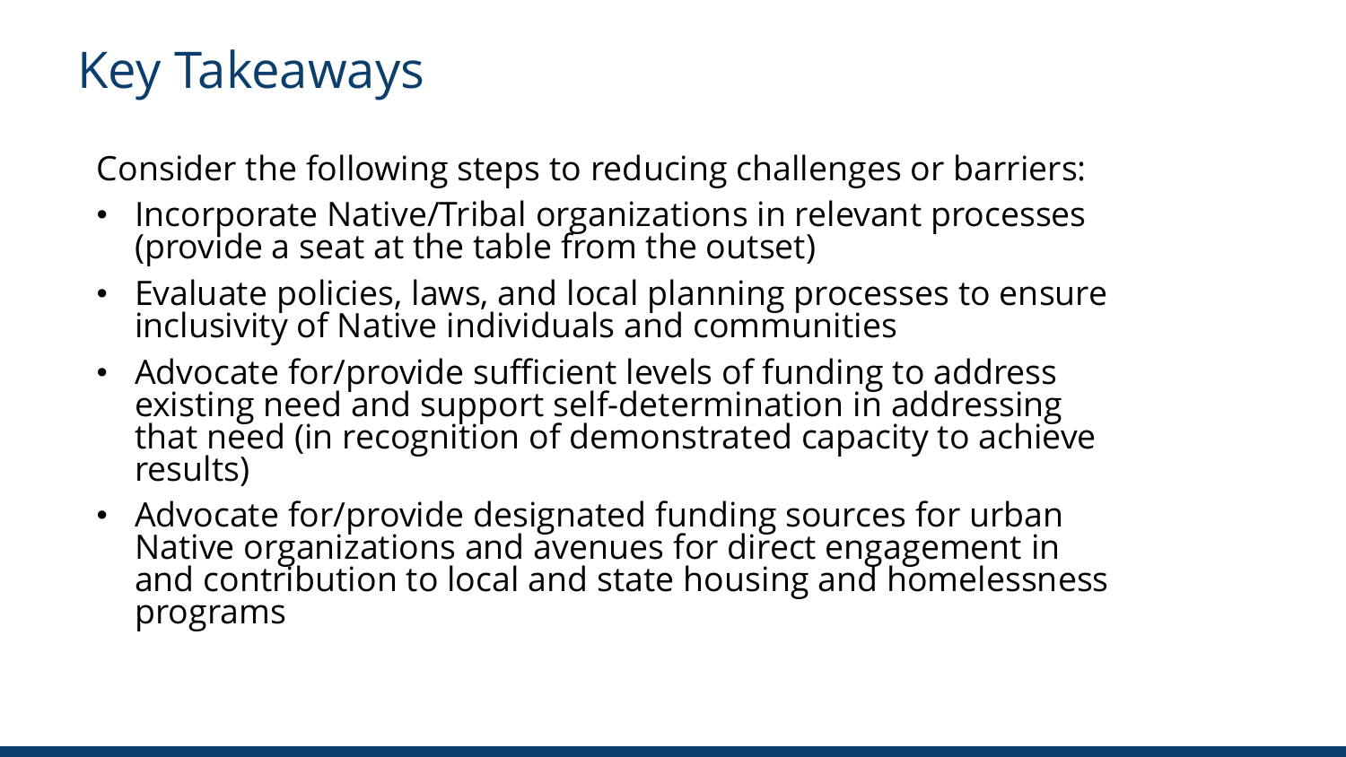# Key Takeaways

Consider the following steps to reducing challenges or barriers:

- Incorporate Native/Tribal organizations in relevant processes (provide a seat at the table from the outset)
- Evaluate policies, laws, and local planning processes to ensure inclusivity of Native individuals and communities
- Advocate for/provide sufficient levels of funding to address existing need and support self-determination in addressing that need (in recognition of demonstrated capacity to achieve results)
- Advocate for/provide designated funding sources for urban Native organizations and avenues for direct engagement in and contribution to local and state housing and homelessness programs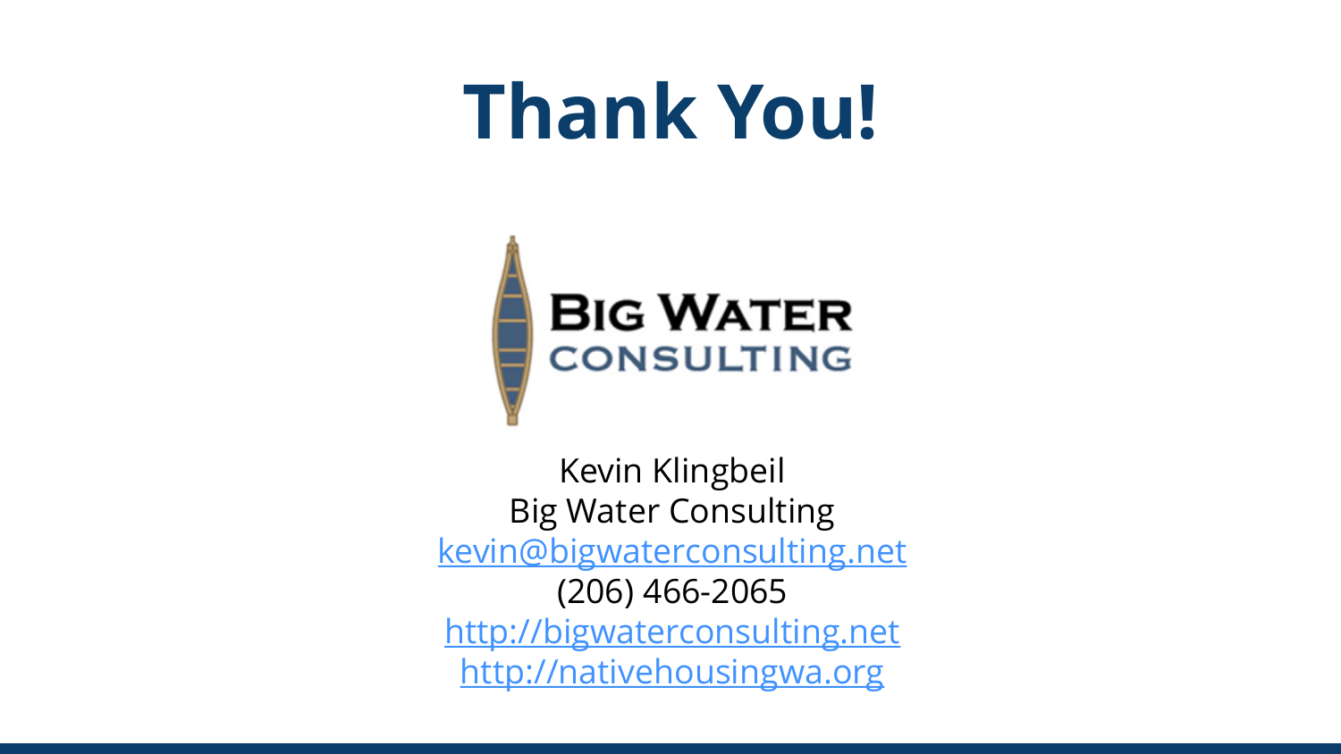# Thank You!

BIG WATER CONSULTING

Kevin Klingbeil
Big Water Consulting
kevin@bigwaterconsulting.net
(206) 466-2065
http://bigwaterconsulting.net
http://nativehousingwa.org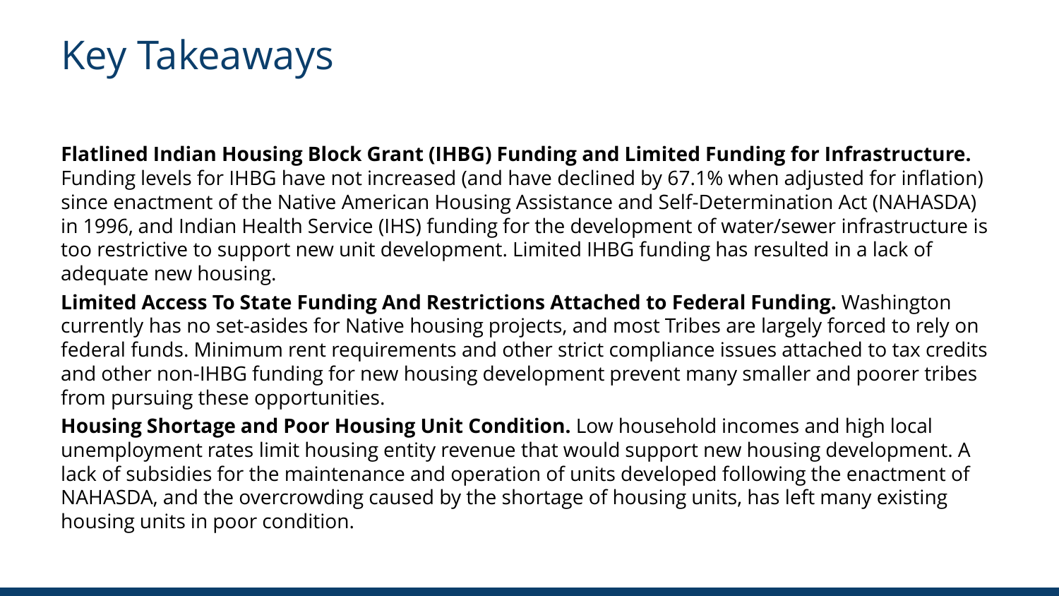# Key Takeaways

**Flatlined Indian Housing Block Grant (IHBG) Funding and Limited Funding for Infrastructure.** Funding levels for IHBG have not increased (and have declined by 67.1% when adjusted for inflation) since enactment of the Native American Housing Assistance and Self-Determination Act (NAHASDA) in 1996, and Indian Health Service (IHS) funding for the development of water/sewer infrastructure is too restrictive to support new unit development. Limited IHBG funding has resulted in a lack of adequate new housing.

**Limited Access To State Funding And Restrictions Attached to Federal Funding.** Washington currently has no set-asides for Native housing projects, and most Tribes are largely forced to rely on federal funds. Minimum rent requirements and other strict compliance issues attached to tax credits and other non-IHBG funding for new housing development prevent many smaller and poorer tribes from pursuing these opportunities.

**Housing Shortage and Poor Housing Unit Condition.** Low household incomes and high local unemployment rates limit housing entity revenue that would support new housing development. A lack of subsidies for the maintenance and operation of units developed following the enactment of NAHASDA, and the overcrowding caused by the shortage of housing units, has left many existing housing units in poor condition.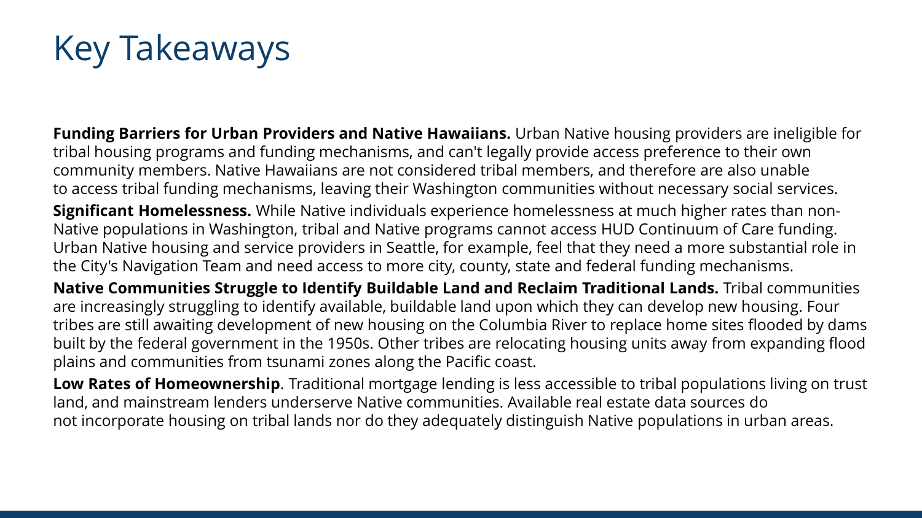# Key Takeaways

**Funding Barriers for Urban Providers and Native Hawaiians.** Urban Native housing providers are ineligible for tribal housing programs and funding mechanisms, and can't legally provide access preference to their own community members. Native Hawaiians are not considered tribal members, and therefore are also unable to access tribal funding mechanisms, leaving their Washington communities without necessary social services.

**Significant Homelessness.** While Native individuals experience homelessness at much higher rates than non-Native populations in Washington, tribal and Native programs cannot access HUD Continuum of Care funding. Urban Native housing and service providers in Seattle, for example, feel that they need a more substantial role in the City's Navigation Team and need access to more city, county, state and federal funding mechanisms.

**Native Communities Struggle to Identify Buildable Land and Reclaim Traditional Lands.** Tribal communities are increasingly struggling to identify available, buildable land upon which they can develop new housing. Four tribes are still awaiting development of new housing on the Columbia River to replace home sites flooded by dams built by the federal government in the 1950s. Other tribes are relocating housing units away from expanding flood plains and communities from tsunami zones along the Pacific coast.

**Low Rates of Homeownership**. Traditional mortgage lending is less accessible to tribal populations living on trust land, and mainstream lenders underserve Native communities. Available real estate data sources do not incorporate housing on tribal lands nor do they adequately distinguish Native populations in urban areas.